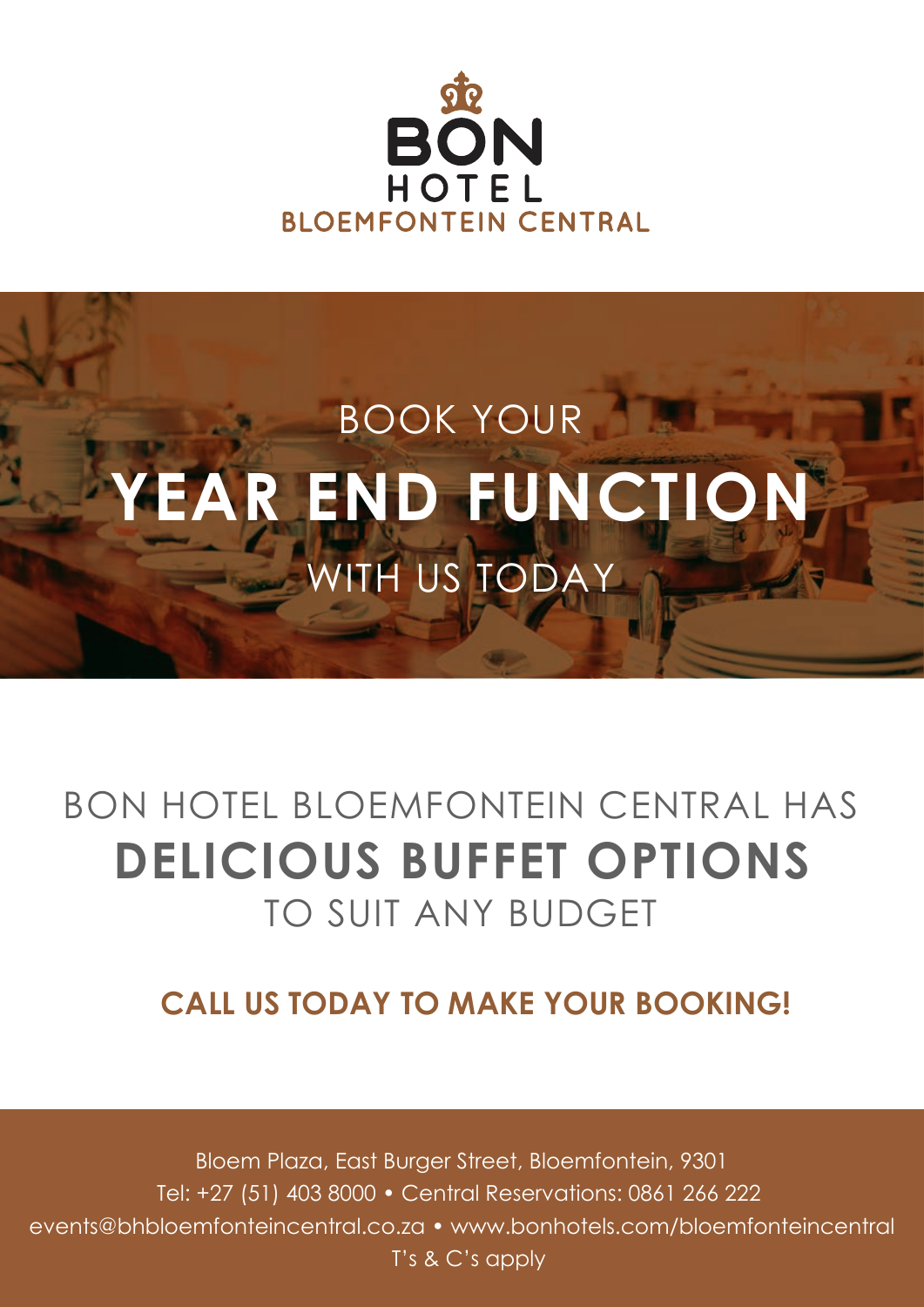# BON HOTEL
## BLOEMFONTEIN CENTRAL

BOOK YOUR

# YEAR END FUNCTION

WITH US TODAY

BON HOTEL BLOEMFONTEIN CENTRAL HAS

## DELICIOUS BUFFET OPTIONS

TO SUIT ANY BUDGET

**CALL US TODAY TO MAKE YOUR BOOKING!**

Bloem Plaza, East Burger Street, Bloemfontein, 9301
Tel: +27 (51) 403 8000 • Central Reservations: 0861 266 222
events@bhbloemfonteincentral.co.za • www.bonhotels.com/bloemfonteincentral
T's & C's apply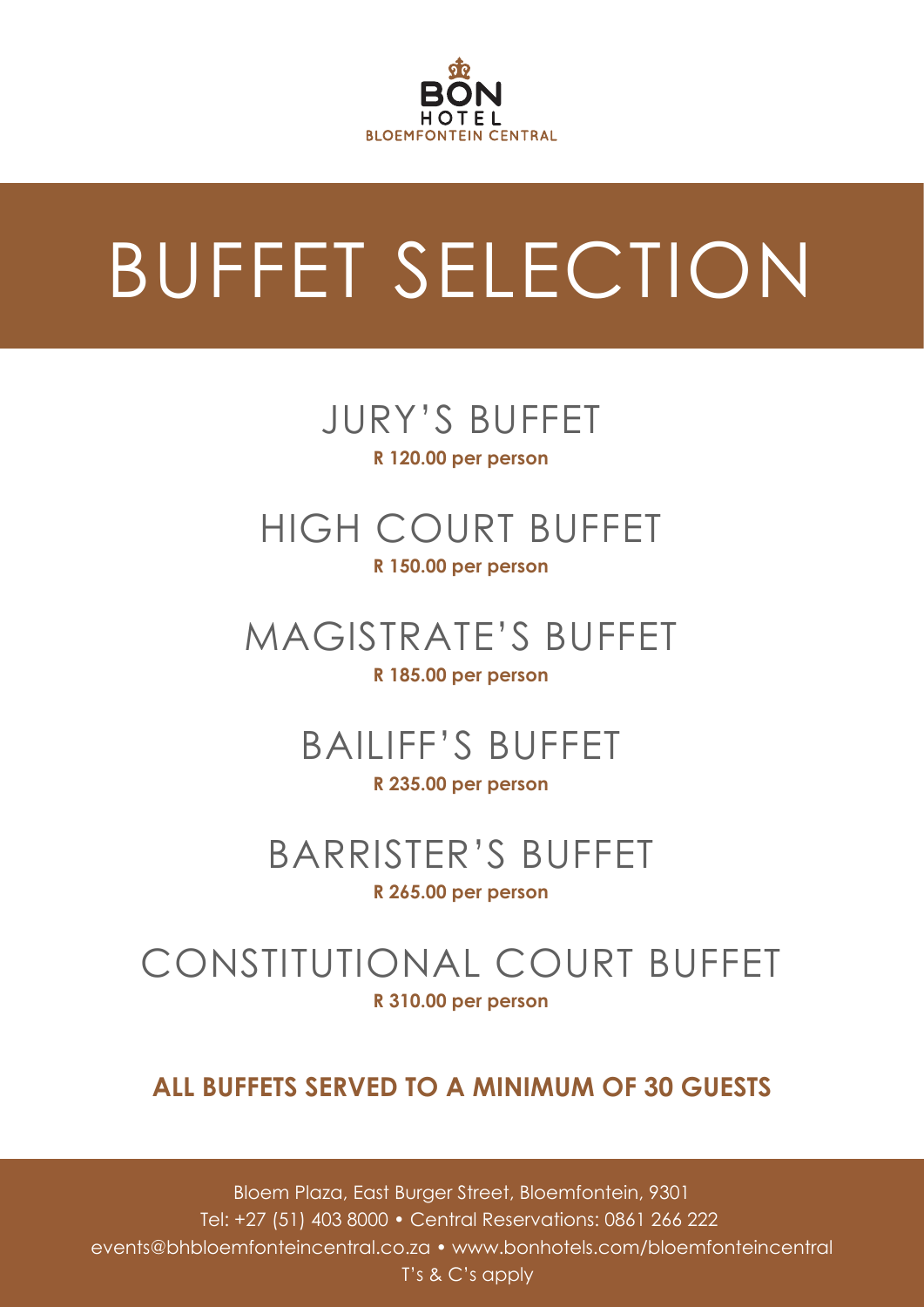BON HOTEL
BLOEMFONTEIN CENTRAL

# BUFFET SELECTION

## JURY'S BUFFET

**R 120.00 per person**

## HIGH COURT BUFFET

**R 150.00 per person**

## MAGISTRATE'S BUFFET

**R 185.00 per person**

## BAILIFF'S BUFFET

**R 235.00 per person**

## BARRISTER'S BUFFET

**R 265.00 per person**

## CONSTITUTIONAL COURT BUFFET

**R 310.00 per person**

**ALL BUFFETS SERVED TO A MINIMUM OF 30 GUESTS**

Bloem Plaza, East Burger Street, Bloemfontein, 9301
Tel: +27 (51) 403 8000 • Central Reservations: 0861 266 222
events@bhbloemfonteincentral.co.za • www.bonhotels.com/bloemfonteincentral
T's & C's apply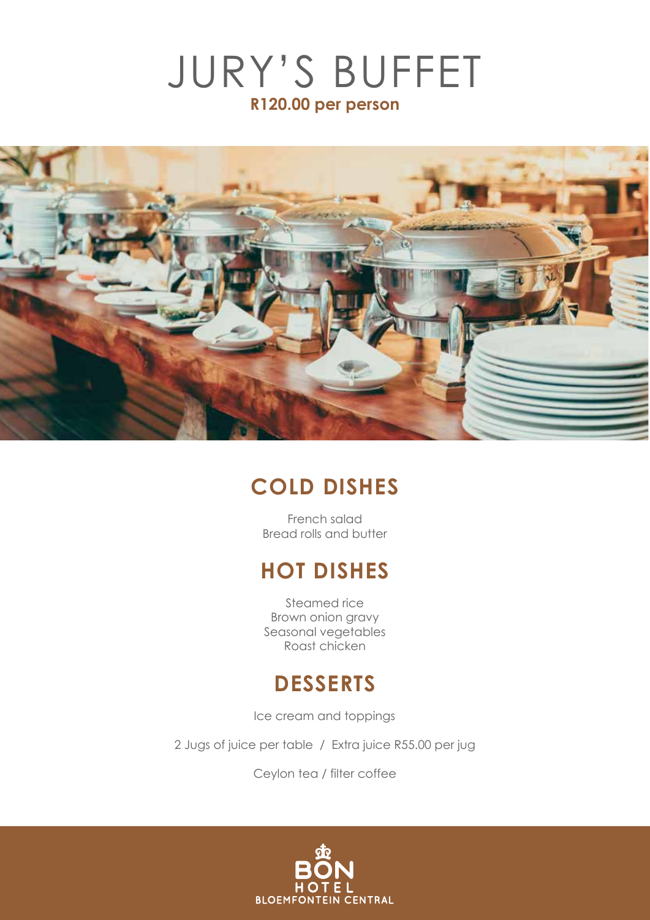# JURY'S BUFFET

**R120.00 per person**

## COLD DISHES

French salad
Bread rolls and butter

## HOT DISHES

Steamed rice
Brown onion gravy
Seasonal vegetables
Roast chicken

## DESSERTS

Ice cream and toppings

2 Jugs of juice per table / Extra juice R55.00 per jug

Ceylon tea / filter coffee

BON HOTEL
BLOEMFONTEIN CENTRAL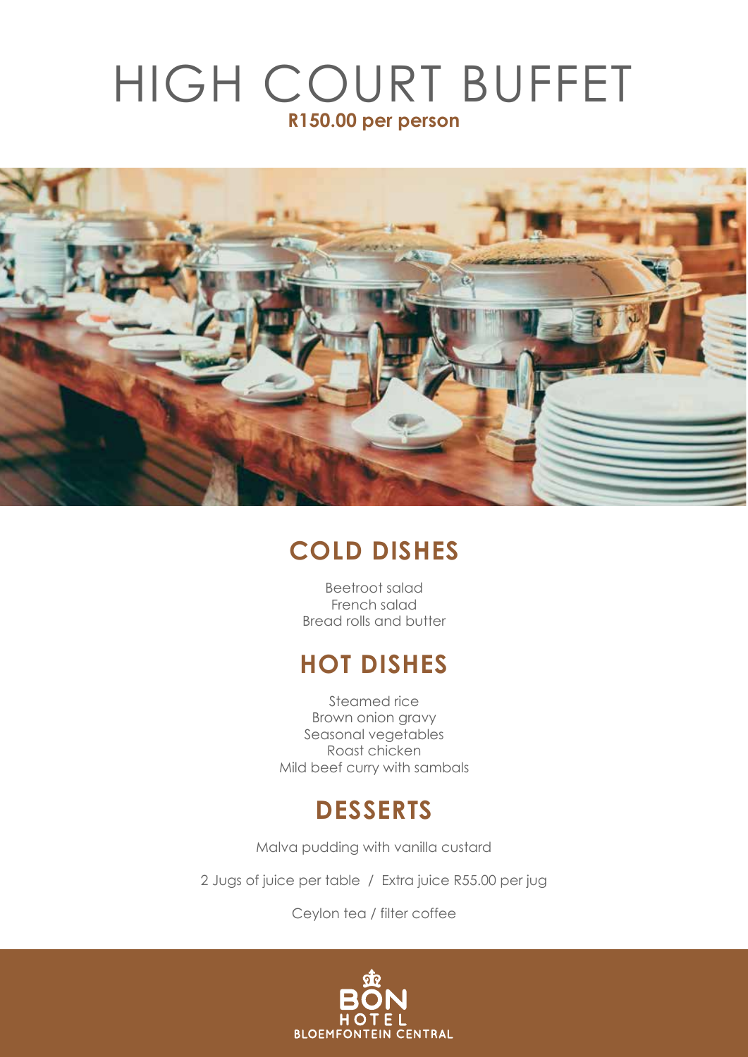# HIGH COURT BUFFET

**R150.00 per person**

## COLD DISHES

Beetroot salad
French salad
Bread rolls and butter

## HOT DISHES

Steamed rice
Brown onion gravy
Seasonal vegetables
Roast chicken
Mild beef curry with sambals

## DESSERTS

Malva pudding with vanilla custard

2 Jugs of juice per table / Extra juice R55.00 per jug

Ceylon tea / filter coffee

BON HOTEL BLOEMFONTEIN CENTRAL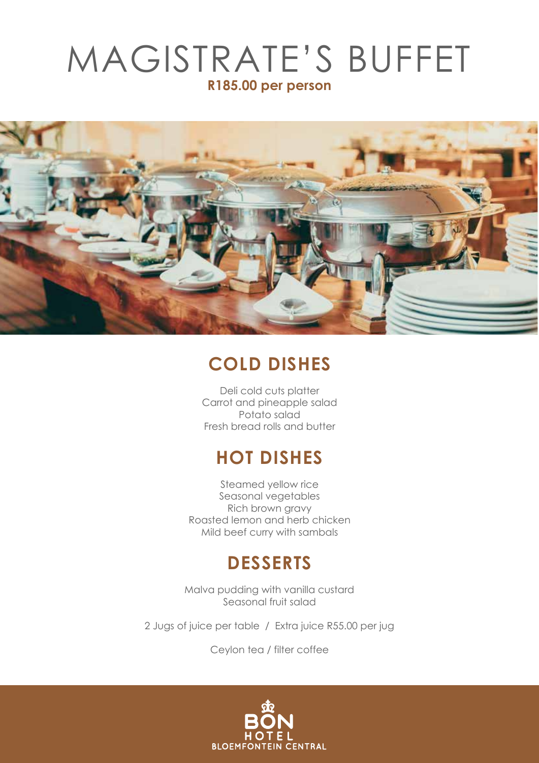# MAGISTRATE'S BUFFET

**R185.00 per person**

## COLD DISHES

Deli cold cuts platter
Carrot and pineapple salad
Potato salad
Fresh bread rolls and butter

## HOT DISHES

Steamed yellow rice
Seasonal vegetables
Rich brown gravy
Roasted lemon and herb chicken
Mild beef curry with sambals

## DESSERTS

Malva pudding with vanilla custard
Seasonal fruit salad

2 Jugs of juice per table / Extra juice R55.00 per jug

Ceylon tea / filter coffee

BON HOTEL
BLOEMFONTEIN CENTRAL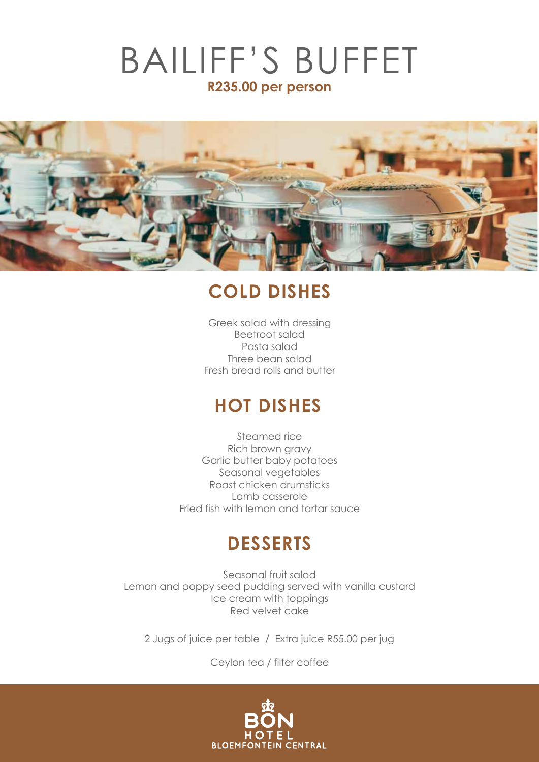# BAILIFF'S BUFFET

**R235.00 per person**

## COLD DISHES

Greek salad with dressing
Beetroot salad
Pasta salad
Three bean salad
Fresh bread rolls and butter

## HOT DISHES

Steamed rice
Rich brown gravy
Garlic butter baby potatoes
Seasonal vegetables
Roast chicken drumsticks
Lamb casserole
Fried fish with lemon and tartar sauce

## DESSERTS

Seasonal fruit salad
Lemon and poppy seed pudding served with vanilla custard
Ice cream with toppings
Red velvet cake

2 Jugs of juice per table / Extra juice R55.00 per jug

Ceylon tea / filter coffee

BON HOTEL
BLOEMFONTEIN CENTRAL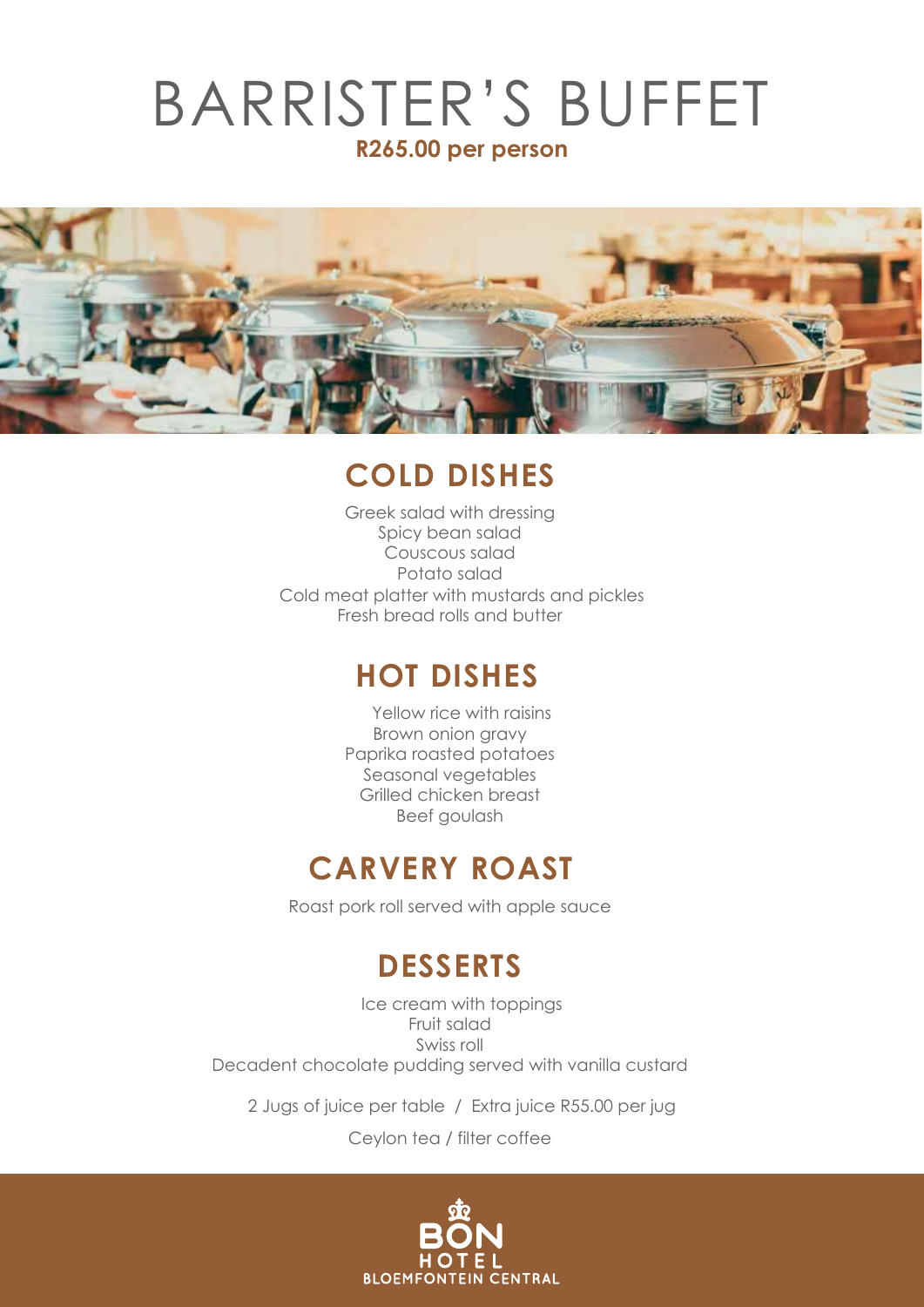# BARRISTER'S BUFFET

**R265.00 per person**

## COLD DISHES

Greek salad with dressing
Spicy bean salad
Couscous salad
Potato salad
Cold meat platter with mustards and pickles
Fresh bread rolls and butter

## HOT DISHES

Yellow rice with raisins
Brown onion gravy
Paprika roasted potatoes
Seasonal vegetables
Grilled chicken breast
Beef goulash

## CARVERY ROAST

Roast pork roll served with apple sauce

## DESSERTS

Ice cream with toppings
Fruit salad
Swiss roll
Decadent chocolate pudding served with vanilla custard

2 Jugs of juice per table / Extra juice R55.00 per jug

Ceylon tea / filter coffee

BON HOTEL BLOEMFONTEIN CENTRAL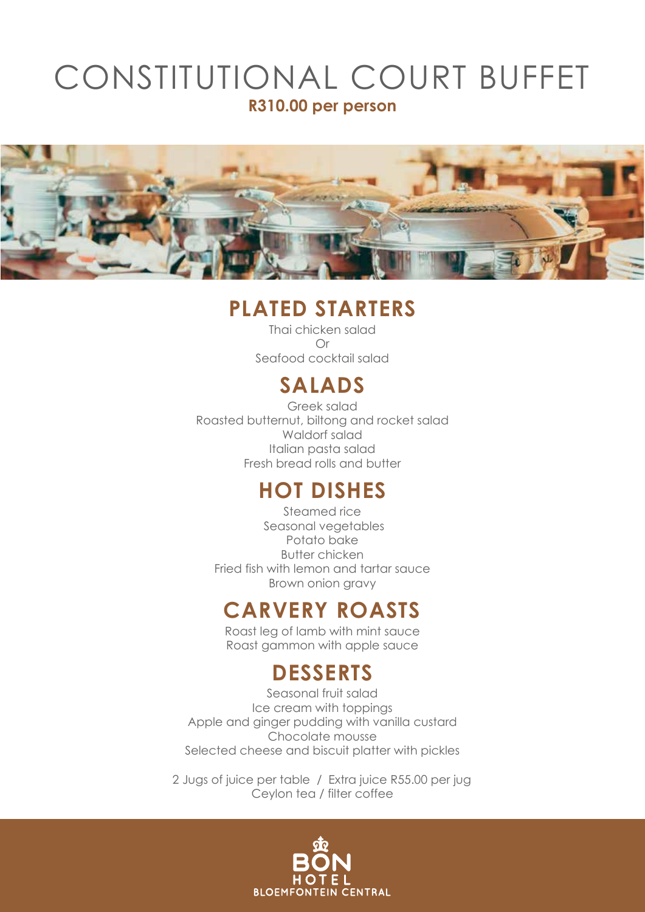# CONSTITUTIONAL COURT BUFFET

**R310.00 per person**

## PLATED STARTERS

Thai chicken salad
Or
Seafood cocktail salad

## SALADS

Greek salad
Roasted butternut, biltong and rocket salad
Waldorf salad
Italian pasta salad
Fresh bread rolls and butter

## HOT DISHES

Steamed rice
Seasonal vegetables
Potato bake
Butter chicken
Fried fish with lemon and tartar sauce
Brown onion gravy

## CARVERY ROASTS

Roast leg of lamb with mint sauce
Roast gammon with apple sauce

## DESSERTS

Seasonal fruit salad
Ice cream with toppings
Apple and ginger pudding with vanilla custard
Chocolate mousse
Selected cheese and biscuit platter with pickles

2 Jugs of juice per table / Extra juice R55.00 per jug
Ceylon tea / filter coffee

BON HOTEL
BLOEMFONTEIN CENTRAL